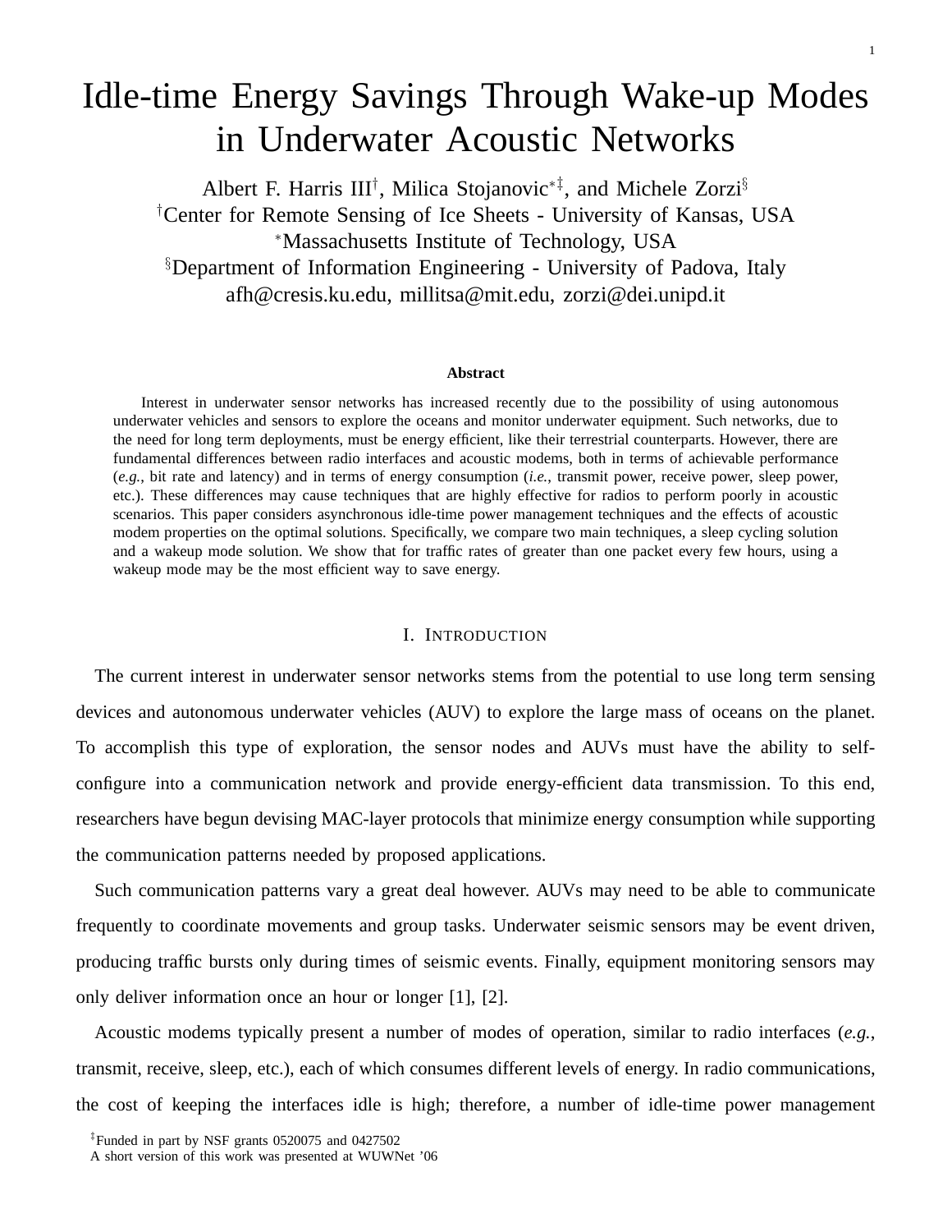# Idle-time Energy Savings Through Wake-up Modes in Underwater Acoustic Networks

Albert F. Harris III[†], Milica Stojanovic[*‡], and Michele Zorzi[§]

[†]Center for Remote Sensing of Ice Sheets - University of Kansas, USA

[*]Massachusetts Institute of Technology, USA

[§]Department of Information Engineering - University of Padova, Italy

afh@cresis.ku.edu, millitsa@mit.edu, zorzi@dei.unipd.it

### Abstract

Interest in underwater sensor networks has increased recently due to the possibility of using autonomous underwater vehicles and sensors to explore the oceans and monitor underwater equipment. Such networks, due to the need for long term deployments, must be energy efficient, like their terrestrial counterparts. However, there are fundamental differences between radio interfaces and acoustic modems, both in terms of achievable performance (*e.g.*, bit rate and latency) and in terms of energy consumption (*i.e.*, transmit power, receive power, sleep power, etc.). These differences may cause techniques that are highly effective for radios to perform poorly in acoustic scenarios. This paper considers asynchronous idle-time power management techniques and the effects of acoustic modem properties on the optimal solutions. Specifically, we compare two main techniques, a sleep cycling solution and a wakeup mode solution. We show that for traffic rates of greater than one packet every few hours, using a wakeup mode may be the most efficient way to save energy.

## I. Introduction

The current interest in underwater sensor networks stems from the potential to use long term sensing devices and autonomous underwater vehicles (AUV) to explore the large mass of oceans on the planet. To accomplish this type of exploration, the sensor nodes and AUVs must have the ability to self-configure into a communication network and provide energy-efficient data transmission. To this end, researchers have begun devising MAC-layer protocols that minimize energy consumption while supporting the communication patterns needed by proposed applications.

Such communication patterns vary a great deal however. AUVs may need to be able to communicate frequently to coordinate movements and group tasks. Underwater seismic sensors may be event driven, producing traffic bursts only during times of seismic events. Finally, equipment monitoring sensors may only deliver information once an hour or longer [1], [2].

Acoustic modems typically present a number of modes of operation, similar to radio interfaces (*e.g.*, transmit, receive, sleep, etc.), each of which consumes different levels of energy. In radio communications, the cost of keeping the interfaces idle is high; therefore, a number of idle-time power management

[‡]Funded in part by NSF grants 0520075 and 0427502

A short version of this work was presented at WUWNet '06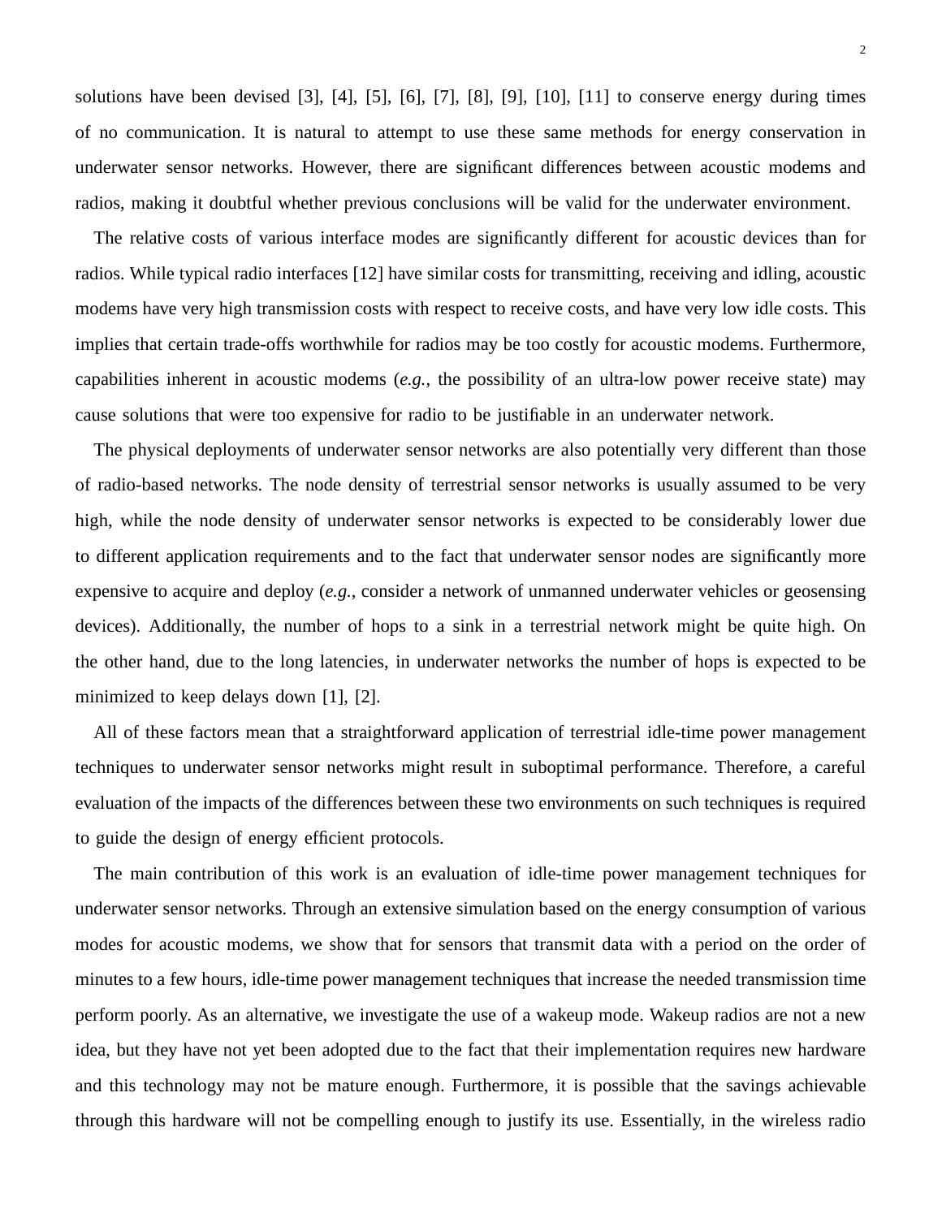solutions have been devised [3], [4], [5], [6], [7], [8], [9], [10], [11] to conserve energy during times of no communication. It is natural to attempt to use these same methods for energy conservation in underwater sensor networks. However, there are significant differences between acoustic modems and radios, making it doubtful whether previous conclusions will be valid for the underwater environment.

The relative costs of various interface modes are significantly different for acoustic devices than for radios. While typical radio interfaces [12] have similar costs for transmitting, receiving and idling, acoustic modems have very high transmission costs with respect to receive costs, and have very low idle costs. This implies that certain trade-offs worthwhile for radios may be too costly for acoustic modems. Furthermore, capabilities inherent in acoustic modems (*e.g.*, the possibility of an ultra-low power receive state) may cause solutions that were too expensive for radio to be justifiable in an underwater network.

The physical deployments of underwater sensor networks are also potentially very different than those of radio-based networks. The node density of terrestrial sensor networks is usually assumed to be very high, while the node density of underwater sensor networks is expected to be considerably lower due to different application requirements and to the fact that underwater sensor nodes are significantly more expensive to acquire and deploy (*e.g.*, consider a network of unmanned underwater vehicles or geosensing devices). Additionally, the number of hops to a sink in a terrestrial network might be quite high. On the other hand, due to the long latencies, in underwater networks the number of hops is expected to be minimized to keep delays down [1], [2].

All of these factors mean that a straightforward application of terrestrial idle-time power management techniques to underwater sensor networks might result in suboptimal performance. Therefore, a careful evaluation of the impacts of the differences between these two environments on such techniques is required to guide the design of energy efficient protocols.

The main contribution of this work is an evaluation of idle-time power management techniques for underwater sensor networks. Through an extensive simulation based on the energy consumption of various modes for acoustic modems, we show that for sensors that transmit data with a period on the order of minutes to a few hours, idle-time power management techniques that increase the needed transmission time perform poorly. As an alternative, we investigate the use of a wakeup mode. Wakeup radios are not a new idea, but they have not yet been adopted due to the fact that their implementation requires new hardware and this technology may not be mature enough. Furthermore, it is possible that the savings achievable through this hardware will not be compelling enough to justify its use. Essentially, in the wireless radio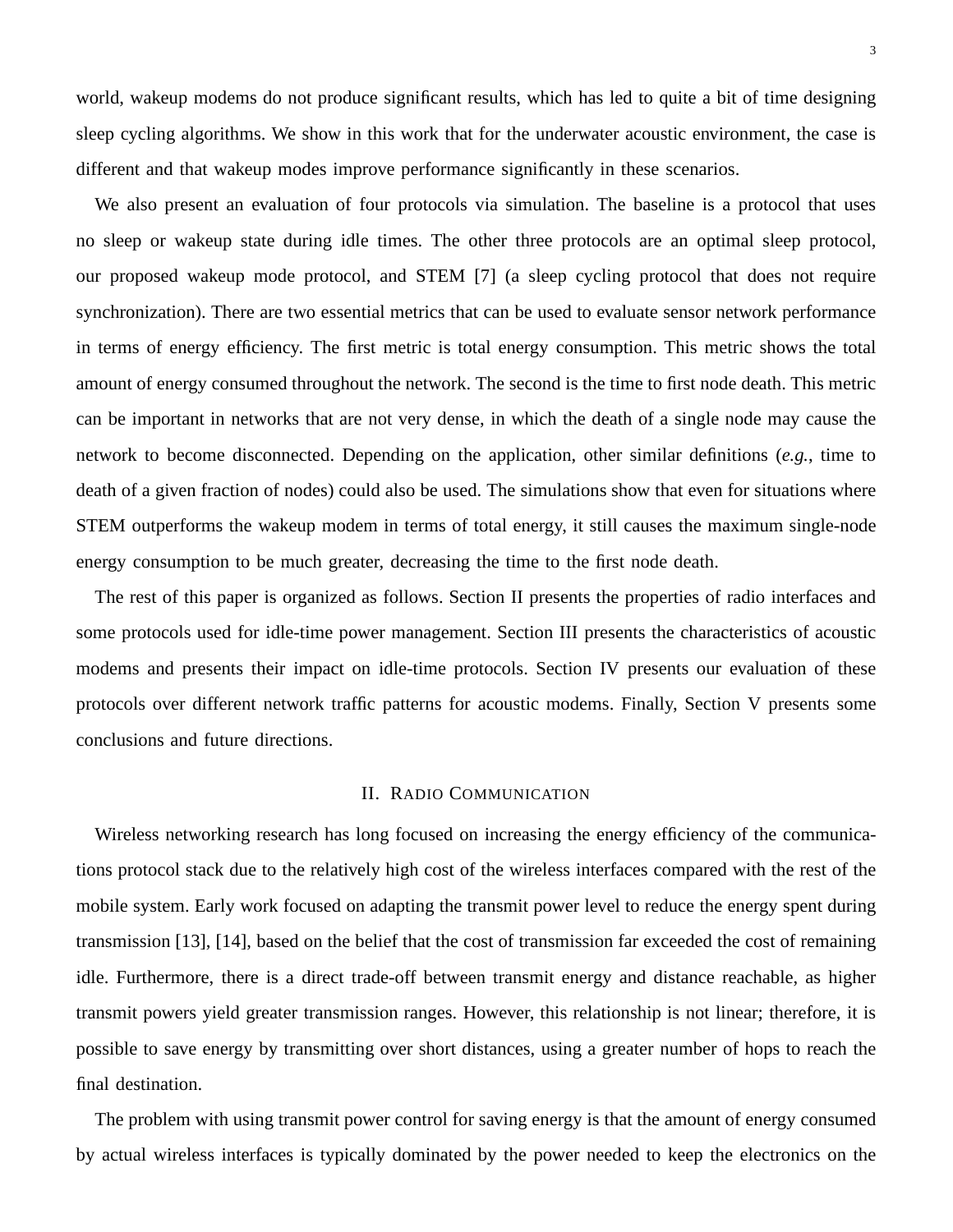world, wakeup modems do not produce significant results, which has led to quite a bit of time designing sleep cycling algorithms. We show in this work that for the underwater acoustic environment, the case is different and that wakeup modes improve performance significantly in these scenarios.

We also present an evaluation of four protocols via simulation. The baseline is a protocol that uses no sleep or wakeup state during idle times. The other three protocols are an optimal sleep protocol, our proposed wakeup mode protocol, and STEM [7] (a sleep cycling protocol that does not require synchronization). There are two essential metrics that can be used to evaluate sensor network performance in terms of energy efficiency. The first metric is total energy consumption. This metric shows the total amount of energy consumed throughout the network. The second is the time to first node death. This metric can be important in networks that are not very dense, in which the death of a single node may cause the network to become disconnected. Depending on the application, other similar definitions (*e.g.*, time to death of a given fraction of nodes) could also be used. The simulations show that even for situations where STEM outperforms the wakeup modem in terms of total energy, it still causes the maximum single-node energy consumption to be much greater, decreasing the time to the first node death.

The rest of this paper is organized as follows. Section II presents the properties of radio interfaces and some protocols used for idle-time power management. Section III presents the characteristics of acoustic modems and presents their impact on idle-time protocols. Section IV presents our evaluation of these protocols over different network traffic patterns for acoustic modems. Finally, Section V presents some conclusions and future directions.

## II. Radio Communication

Wireless networking research has long focused on increasing the energy efficiency of the communications protocol stack due to the relatively high cost of the wireless interfaces compared with the rest of the mobile system. Early work focused on adapting the transmit power level to reduce the energy spent during transmission [13], [14], based on the belief that the cost of transmission far exceeded the cost of remaining idle. Furthermore, there is a direct trade-off between transmit energy and distance reachable, as higher transmit powers yield greater transmission ranges. However, this relationship is not linear; therefore, it is possible to save energy by transmitting over short distances, using a greater number of hops to reach the final destination.

The problem with using transmit power control for saving energy is that the amount of energy consumed by actual wireless interfaces is typically dominated by the power needed to keep the electronics on the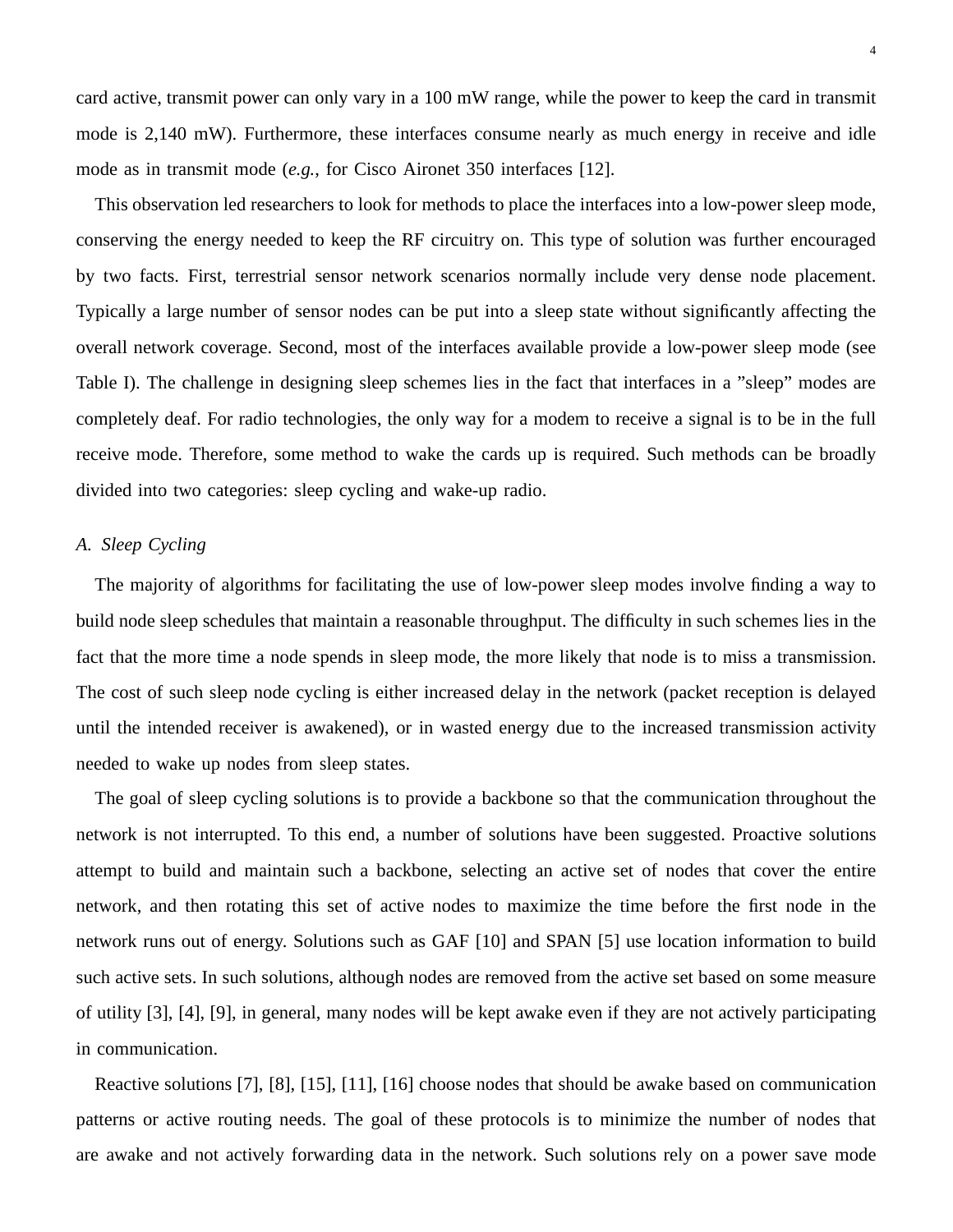card active, transmit power can only vary in a 100 mW range, while the power to keep the card in transmit mode is 2,140 mW). Furthermore, these interfaces consume nearly as much energy in receive and idle mode as in transmit mode (*e.g.*, for Cisco Aironet 350 interfaces [12].

This observation led researchers to look for methods to place the interfaces into a low-power sleep mode, conserving the energy needed to keep the RF circuitry on. This type of solution was further encouraged by two facts. First, terrestrial sensor network scenarios normally include very dense node placement. Typically a large number of sensor nodes can be put into a sleep state without significantly affecting the overall network coverage. Second, most of the interfaces available provide a low-power sleep mode (see Table I). The challenge in designing sleep schemes lies in the fact that interfaces in a "sleep" modes are completely deaf. For radio technologies, the only way for a modem to receive a signal is to be in the full receive mode. Therefore, some method to wake the cards up is required. Such methods can be broadly divided into two categories: sleep cycling and wake-up radio.

### *A. Sleep Cycling*

The majority of algorithms for facilitating the use of low-power sleep modes involve finding a way to build node sleep schedules that maintain a reasonable throughput. The difficulty in such schemes lies in the fact that the more time a node spends in sleep mode, the more likely that node is to miss a transmission. The cost of such sleep node cycling is either increased delay in the network (packet reception is delayed until the intended receiver is awakened), or in wasted energy due to the increased transmission activity needed to wake up nodes from sleep states.

The goal of sleep cycling solutions is to provide a backbone so that the communication throughout the network is not interrupted. To this end, a number of solutions have been suggested. Proactive solutions attempt to build and maintain such a backbone, selecting an active set of nodes that cover the entire network, and then rotating this set of active nodes to maximize the time before the first node in the network runs out of energy. Solutions such as GAF [10] and SPAN [5] use location information to build such active sets. In such solutions, although nodes are removed from the active set based on some measure of utility [3], [4], [9], in general, many nodes will be kept awake even if they are not actively participating in communication.

Reactive solutions [7], [8], [15], [11], [16] choose nodes that should be awake based on communication patterns or active routing needs. The goal of these protocols is to minimize the number of nodes that are awake and not actively forwarding data in the network. Such solutions rely on a power save mode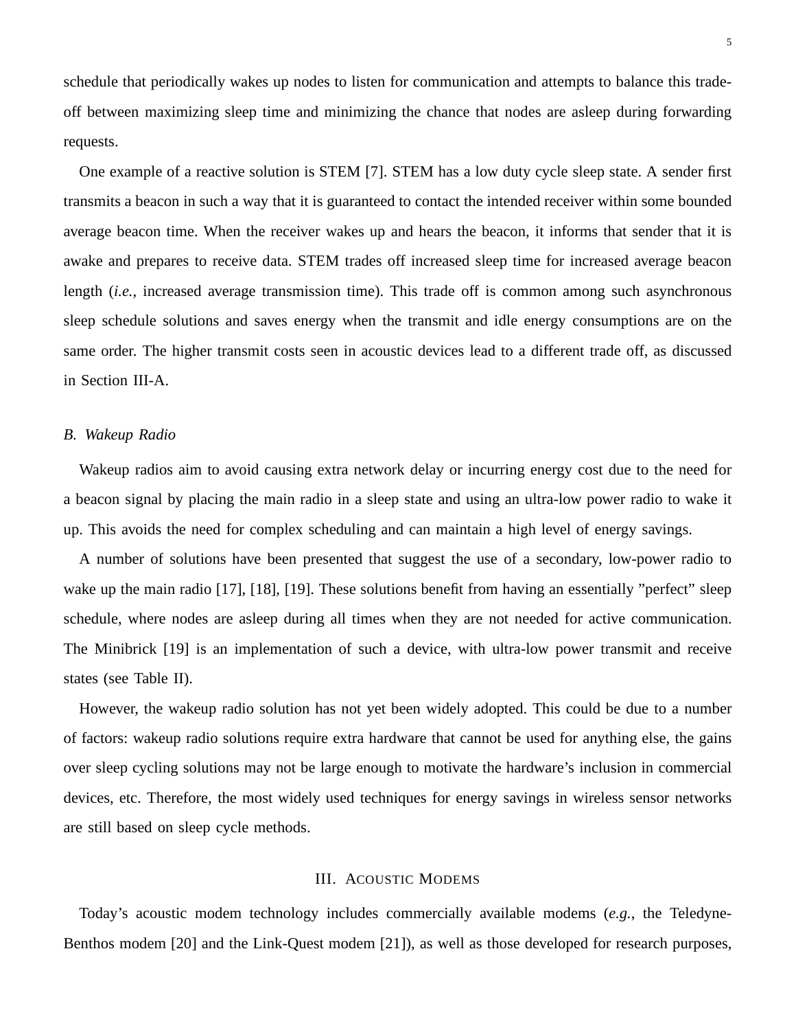schedule that periodically wakes up nodes to listen for communication and attempts to balance this trade-off between maximizing sleep time and minimizing the chance that nodes are asleep during forwarding requests.

One example of a reactive solution is STEM [7]. STEM has a low duty cycle sleep state. A sender first transmits a beacon in such a way that it is guaranteed to contact the intended receiver within some bounded average beacon time. When the receiver wakes up and hears the beacon, it informs that sender that it is awake and prepares to receive data. STEM trades off increased sleep time for increased average beacon length (*i.e.*, increased average transmission time). This trade off is common among such asynchronous sleep schedule solutions and saves energy when the transmit and idle energy consumptions are on the same order. The higher transmit costs seen in acoustic devices lead to a different trade off, as discussed in Section III-A.

### *B. Wakeup Radio*

Wakeup radios aim to avoid causing extra network delay or incurring energy cost due to the need for a beacon signal by placing the main radio in a sleep state and using an ultra-low power radio to wake it up. This avoids the need for complex scheduling and can maintain a high level of energy savings.

A number of solutions have been presented that suggest the use of a secondary, low-power radio to wake up the main radio [17], [18], [19]. These solutions benefit from having an essentially "perfect" sleep schedule, where nodes are asleep during all times when they are not needed for active communication. The Minibrick [19] is an implementation of such a device, with ultra-low power transmit and receive states (see Table II).

However, the wakeup radio solution has not yet been widely adopted. This could be due to a number of factors: wakeup radio solutions require extra hardware that cannot be used for anything else, the gains over sleep cycling solutions may not be large enough to motivate the hardware's inclusion in commercial devices, etc. Therefore, the most widely used techniques for energy savings in wireless sensor networks are still based on sleep cycle methods.

## III. Acoustic Modems

Today's acoustic modem technology includes commercially available modems (*e.g.*, the Teledyne-Benthos modem [20] and the Link-Quest modem [21]), as well as those developed for research purposes,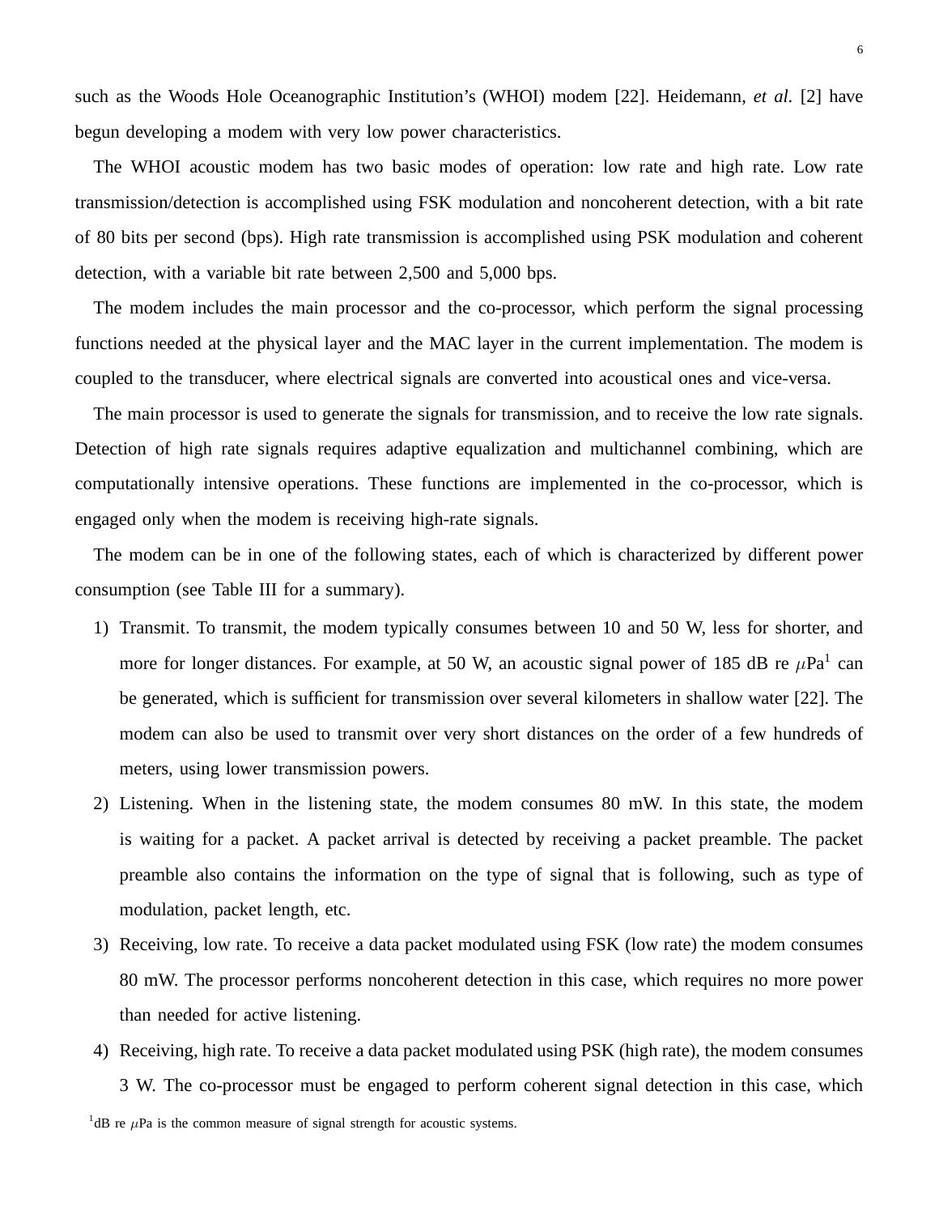such as the Woods Hole Oceanographic Institution's (WHOI) modem [22]. Heidemann, *et al*. [2] have begun developing a modem with very low power characteristics.

The WHOI acoustic modem has two basic modes of operation: low rate and high rate. Low rate transmission/detection is accomplished using FSK modulation and noncoherent detection, with a bit rate of 80 bits per second (bps). High rate transmission is accomplished using PSK modulation and coherent detection, with a variable bit rate between 2,500 and 5,000 bps.

The modem includes the main processor and the co-processor, which perform the signal processing functions needed at the physical layer and the MAC layer in the current implementation. The modem is coupled to the transducer, where electrical signals are converted into acoustical ones and vice-versa.

The main processor is used to generate the signals for transmission, and to receive the low rate signals. Detection of high rate signals requires adaptive equalization and multichannel combining, which are computationally intensive operations. These functions are implemented in the co-processor, which is engaged only when the modem is receiving high-rate signals.

The modem can be in one of the following states, each of which is characterized by different power consumption (see Table III for a summary).

1) Transmit. To transmit, the modem typically consumes between 10 and 50 W, less for shorter, and more for longer distances. For example, at 50 W, an acoustic signal power of 185 dB re $\mu$Pa[1] can be generated, which is sufficient for transmission over several kilometers in shallow water [22]. The modem can also be used to transmit over very short distances on the order of a few hundreds of meters, using lower transmission powers.
2) Listening. When in the listening state, the modem consumes 80 mW. In this state, the modem is waiting for a packet. A packet arrival is detected by receiving a packet preamble. The packet preamble also contains the information on the type of signal that is following, such as type of modulation, packet length, etc.
3) Receiving, low rate. To receive a data packet modulated using FSK (low rate) the modem consumes 80 mW. The processor performs noncoherent detection in this case, which requires no more power than needed for active listening.
4) Receiving, high rate. To receive a data packet modulated using PSK (high rate), the modem consumes 3 W. The co-processor must be engaged to perform coherent signal detection in this case, which

[1] dB re $\mu$Pa is the common measure of signal strength for acoustic systems.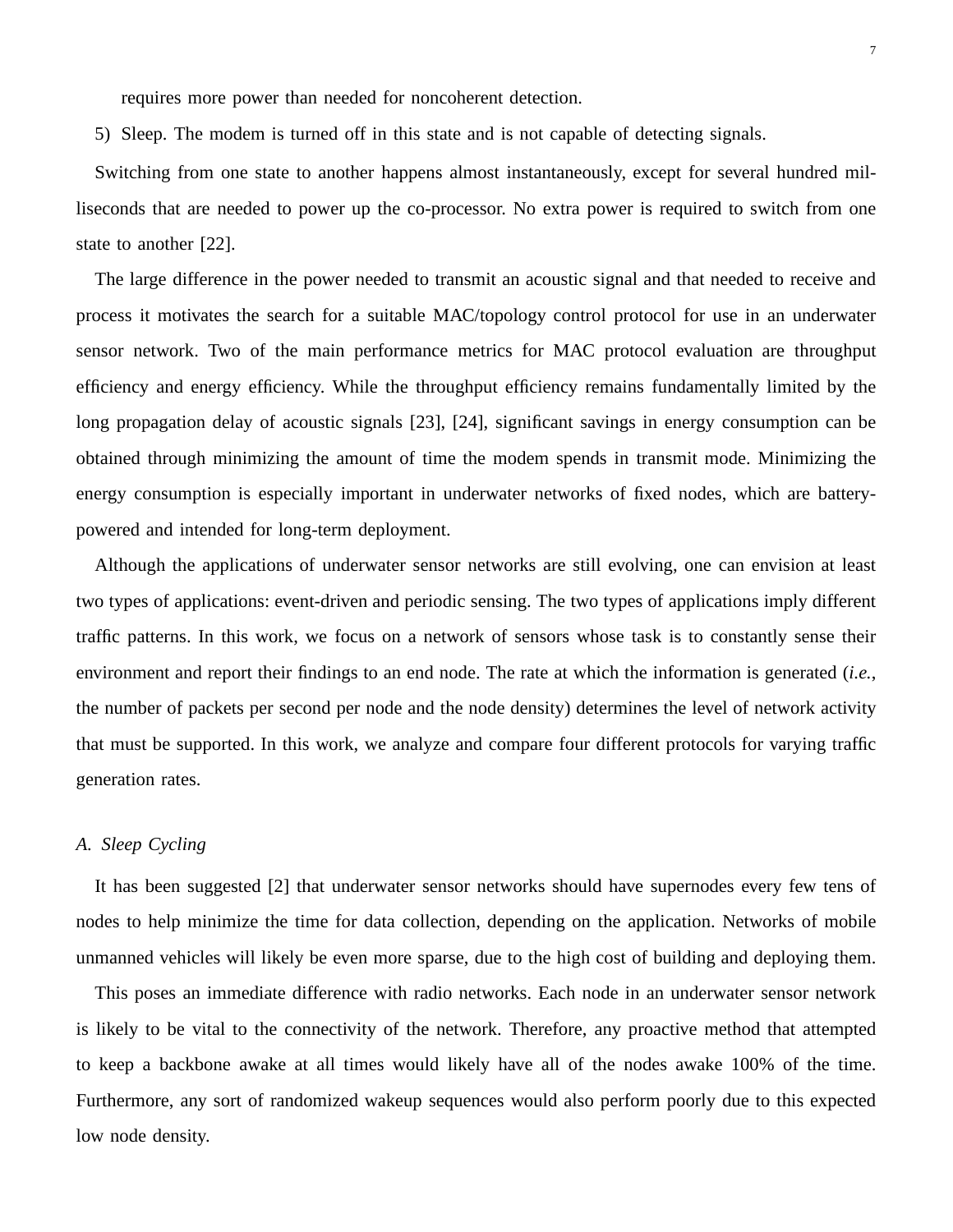requires more power than needed for noncoherent detection.

5) Sleep. The modem is turned off in this state and is not capable of detecting signals.

Switching from one state to another happens almost instantaneously, except for several hundred milliseconds that are needed to power up the co-processor. No extra power is required to switch from one state to another [22].

The large difference in the power needed to transmit an acoustic signal and that needed to receive and process it motivates the search for a suitable MAC/topology control protocol for use in an underwater sensor network. Two of the main performance metrics for MAC protocol evaluation are throughput efficiency and energy efficiency. While the throughput efficiency remains fundamentally limited by the long propagation delay of acoustic signals [23], [24], significant savings in energy consumption can be obtained through minimizing the amount of time the modem spends in transmit mode. Minimizing the energy consumption is especially important in underwater networks of fixed nodes, which are battery-powered and intended for long-term deployment.

Although the applications of underwater sensor networks are still evolving, one can envision at least two types of applications: event-driven and periodic sensing. The two types of applications imply different traffic patterns. In this work, we focus on a network of sensors whose task is to constantly sense their environment and report their findings to an end node. The rate at which the information is generated (*i.e.*, the number of packets per second per node and the node density) determines the level of network activity that must be supported. In this work, we analyze and compare four different protocols for varying traffic generation rates.

### *A. Sleep Cycling*

It has been suggested [2] that underwater sensor networks should have supernodes every few tens of nodes to help minimize the time for data collection, depending on the application. Networks of mobile unmanned vehicles will likely be even more sparse, due to the high cost of building and deploying them.

This poses an immediate difference with radio networks. Each node in an underwater sensor network is likely to be vital to the connectivity of the network. Therefore, any proactive method that attempted to keep a backbone awake at all times would likely have all of the nodes awake 100% of the time. Furthermore, any sort of randomized wakeup sequences would also perform poorly due to this expected low node density.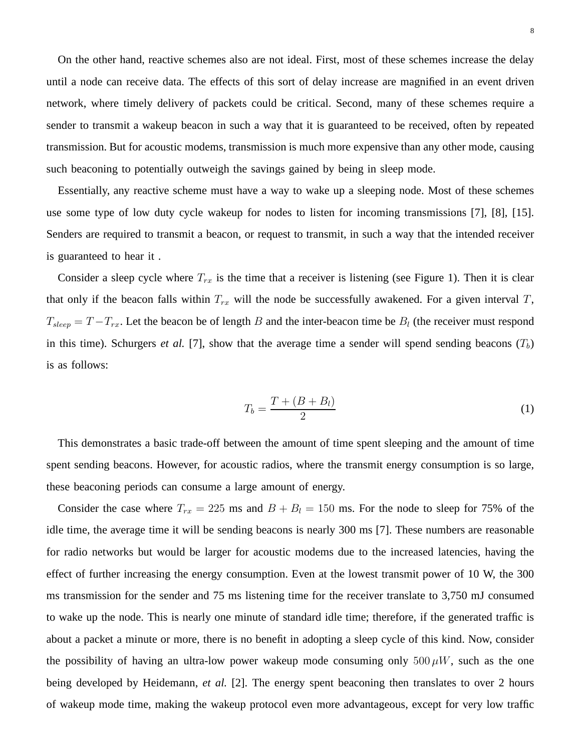On the other hand, reactive schemes also are not ideal. First, most of these schemes increase the delay until a node can receive data. The effects of this sort of delay increase are magnified in an event driven network, where timely delivery of packets could be critical. Second, many of these schemes require a sender to transmit a wakeup beacon in such a way that it is guaranteed to be received, often by repeated transmission. But for acoustic modems, transmission is much more expensive than any other mode, causing such beaconing to potentially outweigh the savings gained by being in sleep mode.

Essentially, any reactive scheme must have a way to wake up a sleeping node. Most of these schemes use some type of low duty cycle wakeup for nodes to listen for incoming transmissions [7], [8], [15]. Senders are required to transmit a beacon, or request to transmit, in such a way that the intended receiver is guaranteed to hear it .

Consider a sleep cycle where $T_{rx}$ is the time that a receiver is listening (see Figure 1). Then it is clear that only if the beacon falls within $T_{rx}$ will the node be successfully awakened. For a given interval $T$, $T_{sleep} = T - T_{rx}$. Let the beacon be of length $B$ and the inter-beacon time be $B_l$ (the receiver must respond in this time). Schurgers *et al.* [7], show that the average time a sender will spend sending beacons ($T_b$) is as follows:

$$T_b = \frac{T + (B + B_l)}{2} \tag{1}$$

This demonstrates a basic trade-off between the amount of time spent sleeping and the amount of time spent sending beacons. However, for acoustic radios, where the transmit energy consumption is so large, these beaconing periods can consume a large amount of energy.

Consider the case where $T_{rx} = 225$ ms and $B + B_l = 150$ ms. For the node to sleep for 75% of the idle time, the average time it will be sending beacons is nearly 300 ms [7]. These numbers are reasonable for radio networks but would be larger for acoustic modems due to the increased latencies, having the effect of further increasing the energy consumption. Even at the lowest transmit power of 10 W, the 300 ms transmission for the sender and 75 ms listening time for the receiver translate to 3,750 mJ consumed to wake up the node. This is nearly one minute of standard idle time; therefore, if the generated traffic is about a packet a minute or more, there is no benefit in adopting a sleep cycle of this kind. Now, consider the possibility of having an ultra-low power wakeup mode consuming only $500\,\mu W$, such as the one being developed by Heidemann, *et al.* [2]. The energy spent beaconing then translates to over 2 hours of wakeup mode time, making the wakeup protocol even more advantageous, except for very low traffic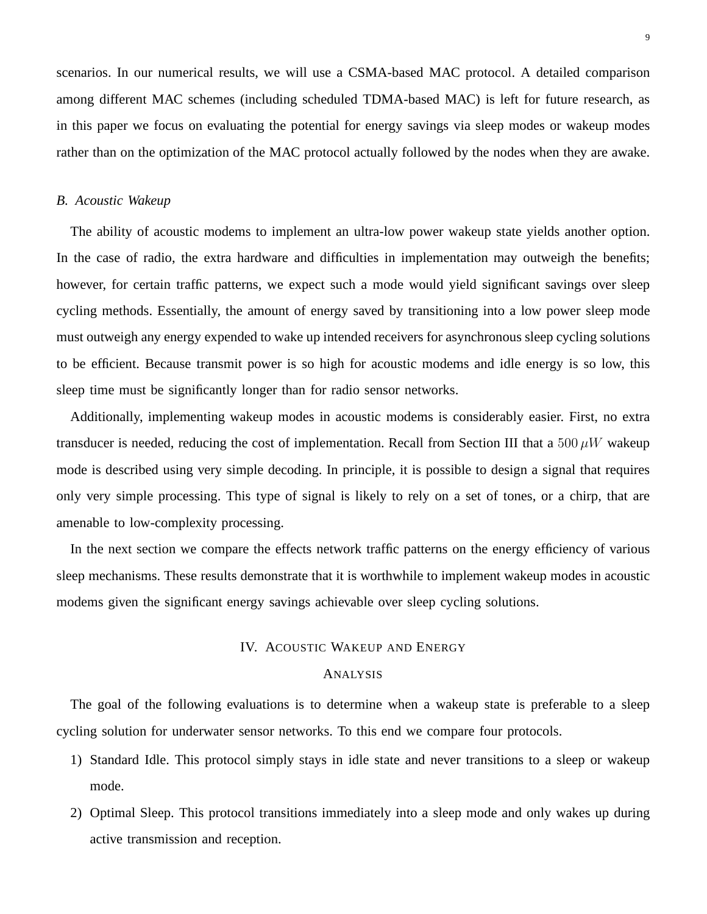scenarios. In our numerical results, we will use a CSMA-based MAC protocol. A detailed comparison among different MAC schemes (including scheduled TDMA-based MAC) is left for future research, as in this paper we focus on evaluating the potential for energy savings via sleep modes or wakeup modes rather than on the optimization of the MAC protocol actually followed by the nodes when they are awake.

### *B. Acoustic Wakeup*

The ability of acoustic modems to implement an ultra-low power wakeup state yields another option. In the case of radio, the extra hardware and difficulties in implementation may outweigh the benefits; however, for certain traffic patterns, we expect such a mode would yield significant savings over sleep cycling methods. Essentially, the amount of energy saved by transitioning into a low power sleep mode must outweigh any energy expended to wake up intended receivers for asynchronous sleep cycling solutions to be efficient. Because transmit power is so high for acoustic modems and idle energy is so low, this sleep time must be significantly longer than for radio sensor networks.

Additionally, implementing wakeup modes in acoustic modems is considerably easier. First, no extra transducer is needed, reducing the cost of implementation. Recall from Section III that a $500\,\mu W$ wakeup mode is described using very simple decoding. In principle, it is possible to design a signal that requires only very simple processing. This type of signal is likely to rely on a set of tones, or a chirp, that are amenable to low-complexity processing.

In the next section we compare the effects network traffic patterns on the energy efficiency of various sleep mechanisms. These results demonstrate that it is worthwhile to implement wakeup modes in acoustic modems given the significant energy savings achievable over sleep cycling solutions.

## IV. Acoustic Wakeup and Energy Analysis

The goal of the following evaluations is to determine when a wakeup state is preferable to a sleep cycling solution for underwater sensor networks. To this end we compare four protocols.

1) Standard Idle. This protocol simply stays in idle state and never transitions to a sleep or wakeup mode.
2) Optimal Sleep. This protocol transitions immediately into a sleep mode and only wakes up during active transmission and reception.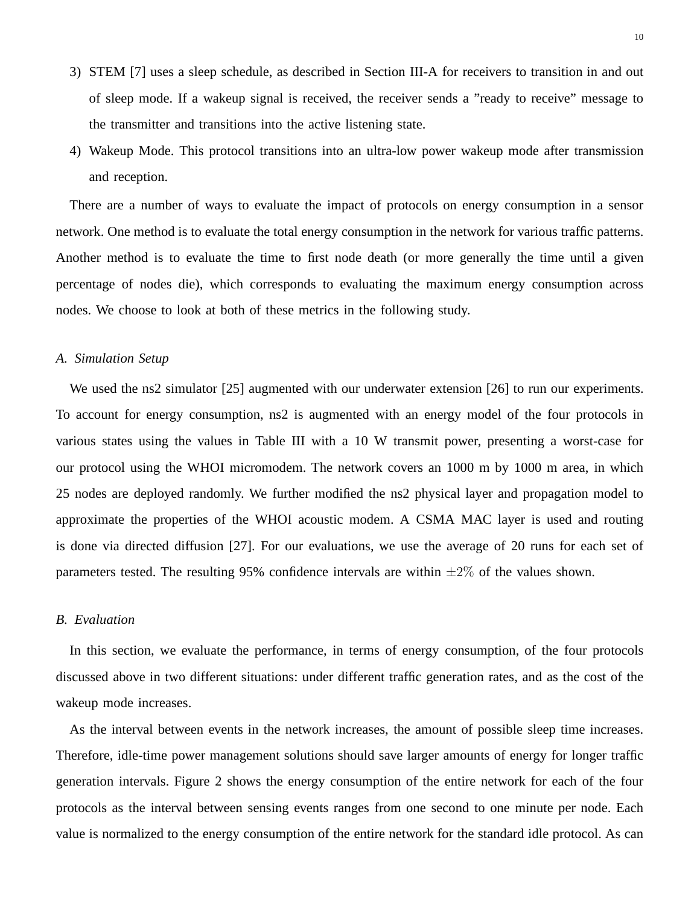3) STEM [7] uses a sleep schedule, as described in Section III-A for receivers to transition in and out of sleep mode. If a wakeup signal is received, the receiver sends a ”ready to receive” message to the transmitter and transitions into the active listening state.
4) Wakeup Mode. This protocol transitions into an ultra-low power wakeup mode after transmission and reception.

There are a number of ways to evaluate the impact of protocols on energy consumption in a sensor network. One method is to evaluate the total energy consumption in the network for various traffic patterns. Another method is to evaluate the time to first node death (or more generally the time until a given percentage of nodes die), which corresponds to evaluating the maximum energy consumption across nodes. We choose to look at both of these metrics in the following study.

### A. Simulation Setup

We used the ns2 simulator [25] augmented with our underwater extension [26] to run our experiments. To account for energy consumption, ns2 is augmented with an energy model of the four protocols in various states using the values in Table III with a 10 W transmit power, presenting a worst-case for our protocol using the WHOI micromodem. The network covers an 1000 m by 1000 m area, in which 25 nodes are deployed randomly. We further modified the ns2 physical layer and propagation model to approximate the properties of the WHOI acoustic modem. A CSMA MAC layer is used and routing is done via directed diffusion [27]. For our evaluations, we use the average of 20 runs for each set of parameters tested. The resulting 95% confidence intervals are within $\pm 2\%$ of the values shown.

### B. Evaluation

In this section, we evaluate the performance, in terms of energy consumption, of the four protocols discussed above in two different situations: under different traffic generation rates, and as the cost of the wakeup mode increases.

As the interval between events in the network increases, the amount of possible sleep time increases. Therefore, idle-time power management solutions should save larger amounts of energy for longer traffic generation intervals. Figure 2 shows the energy consumption of the entire network for each of the four protocols as the interval between sensing events ranges from one second to one minute per node. Each value is normalized to the energy consumption of the entire network for the standard idle protocol. As can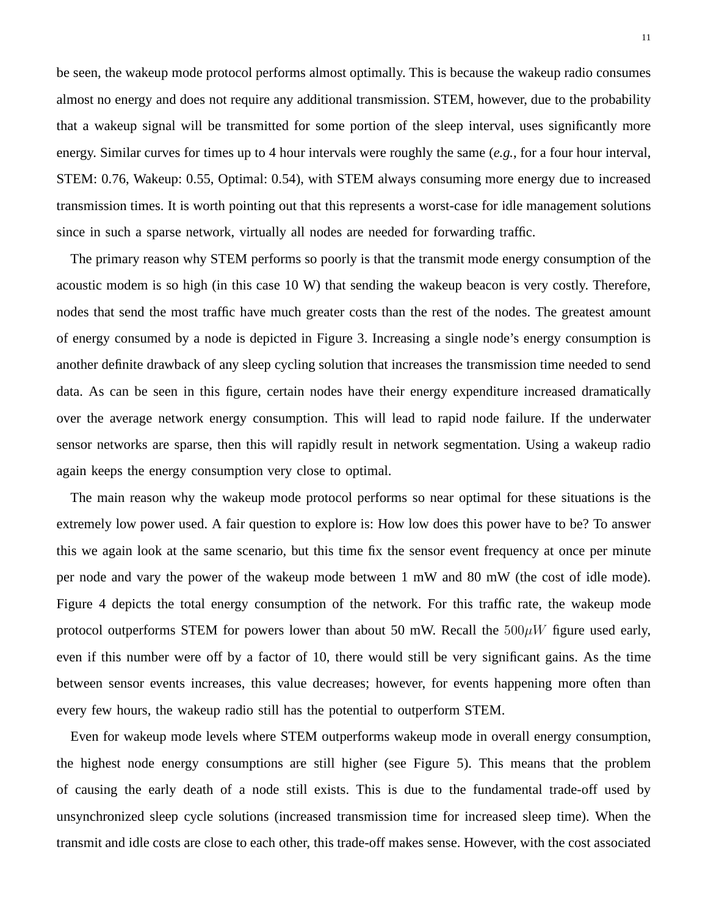be seen, the wakeup mode protocol performs almost optimally. This is because the wakeup radio consumes almost no energy and does not require any additional transmission. STEM, however, due to the probability that a wakeup signal will be transmitted for some portion of the sleep interval, uses significantly more energy. Similar curves for times up to 4 hour intervals were roughly the same (*e.g.*, for a four hour interval, STEM: 0.76, Wakeup: 0.55, Optimal: 0.54), with STEM always consuming more energy due to increased transmission times. It is worth pointing out that this represents a worst-case for idle management solutions since in such a sparse network, virtually all nodes are needed for forwarding traffic.

The primary reason why STEM performs so poorly is that the transmit mode energy consumption of the acoustic modem is so high (in this case 10 W) that sending the wakeup beacon is very costly. Therefore, nodes that send the most traffic have much greater costs than the rest of the nodes. The greatest amount of energy consumed by a node is depicted in Figure 3. Increasing a single node's energy consumption is another definite drawback of any sleep cycling solution that increases the transmission time needed to send data. As can be seen in this figure, certain nodes have their energy expenditure increased dramatically over the average network energy consumption. This will lead to rapid node failure. If the underwater sensor networks are sparse, then this will rapidly result in network segmentation. Using a wakeup radio again keeps the energy consumption very close to optimal.

The main reason why the wakeup mode protocol performs so near optimal for these situations is the extremely low power used. A fair question to explore is: How low does this power have to be? To answer this we again look at the same scenario, but this time fix the sensor event frequency at once per minute per node and vary the power of the wakeup mode between 1 mW and 80 mW (the cost of idle mode). Figure 4 depicts the total energy consumption of the network. For this traffic rate, the wakeup mode protocol outperforms STEM for powers lower than about 50 mW. Recall the $500 \mu W$ figure used early, even if this number were off by a factor of 10, there would still be very significant gains. As the time between sensor events increases, this value decreases; however, for events happening more often than every few hours, the wakeup radio still has the potential to outperform STEM.

Even for wakeup mode levels where STEM outperforms wakeup mode in overall energy consumption, the highest node energy consumptions are still higher (see Figure 5). This means that the problem of causing the early death of a node still exists. This is due to the fundamental trade-off used by unsynchronized sleep cycle solutions (increased transmission time for increased sleep time). When the transmit and idle costs are close to each other, this trade-off makes sense. However, with the cost associated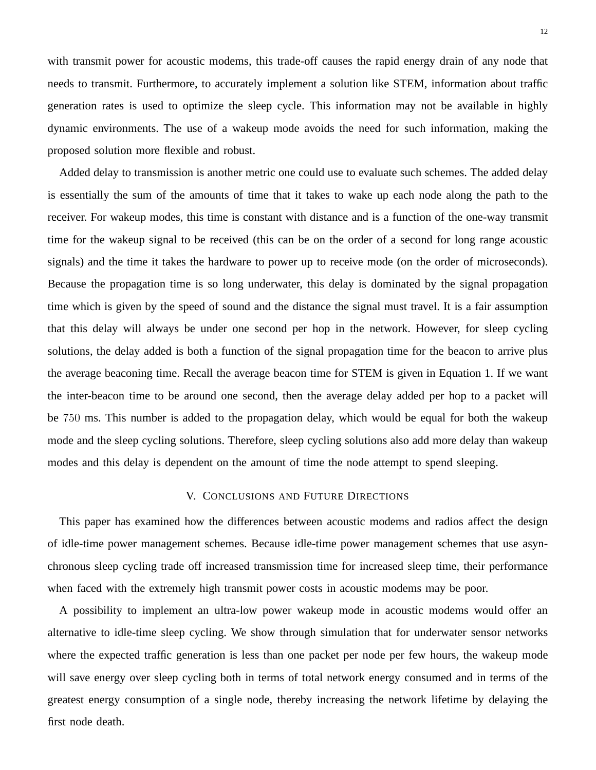with transmit power for acoustic modems, this trade-off causes the rapid energy drain of any node that needs to transmit. Furthermore, to accurately implement a solution like STEM, information about traffic generation rates is used to optimize the sleep cycle. This information may not be available in highly dynamic environments. The use of a wakeup mode avoids the need for such information, making the proposed solution more flexible and robust.

Added delay to transmission is another metric one could use to evaluate such schemes. The added delay is essentially the sum of the amounts of time that it takes to wake up each node along the path to the receiver. For wakeup modes, this time is constant with distance and is a function of the one-way transmit time for the wakeup signal to be received (this can be on the order of a second for long range acoustic signals) and the time it takes the hardware to power up to receive mode (on the order of microseconds). Because the propagation time is so long underwater, this delay is dominated by the signal propagation time which is given by the speed of sound and the distance the signal must travel. It is a fair assumption that this delay will always be under one second per hop in the network. However, for sleep cycling solutions, the delay added is both a function of the signal propagation time for the beacon to arrive plus the average beaconing time. Recall the average beacon time for STEM is given in Equation 1. If we want the inter-beacon time to be around one second, then the average delay added per hop to a packet will be $750$ ms. This number is added to the propagation delay, which would be equal for both the wakeup mode and the sleep cycling solutions. Therefore, sleep cycling solutions also add more delay than wakeup modes and this delay is dependent on the amount of time the node attempt to spend sleeping.

## V. Conclusions and Future Directions

This paper has examined how the differences between acoustic modems and radios affect the design of idle-time power management schemes. Because idle-time power management schemes that use asynchronous sleep cycling trade off increased transmission time for increased sleep time, their performance when faced with the extremely high transmit power costs in acoustic modems may be poor.

A possibility to implement an ultra-low power wakeup mode in acoustic modems would offer an alternative to idle-time sleep cycling. We show through simulation that for underwater sensor networks where the expected traffic generation is less than one packet per node per few hours, the wakeup mode will save energy over sleep cycling both in terms of total network energy consumed and in terms of the greatest energy consumption of a single node, thereby increasing the network lifetime by delaying the first node death.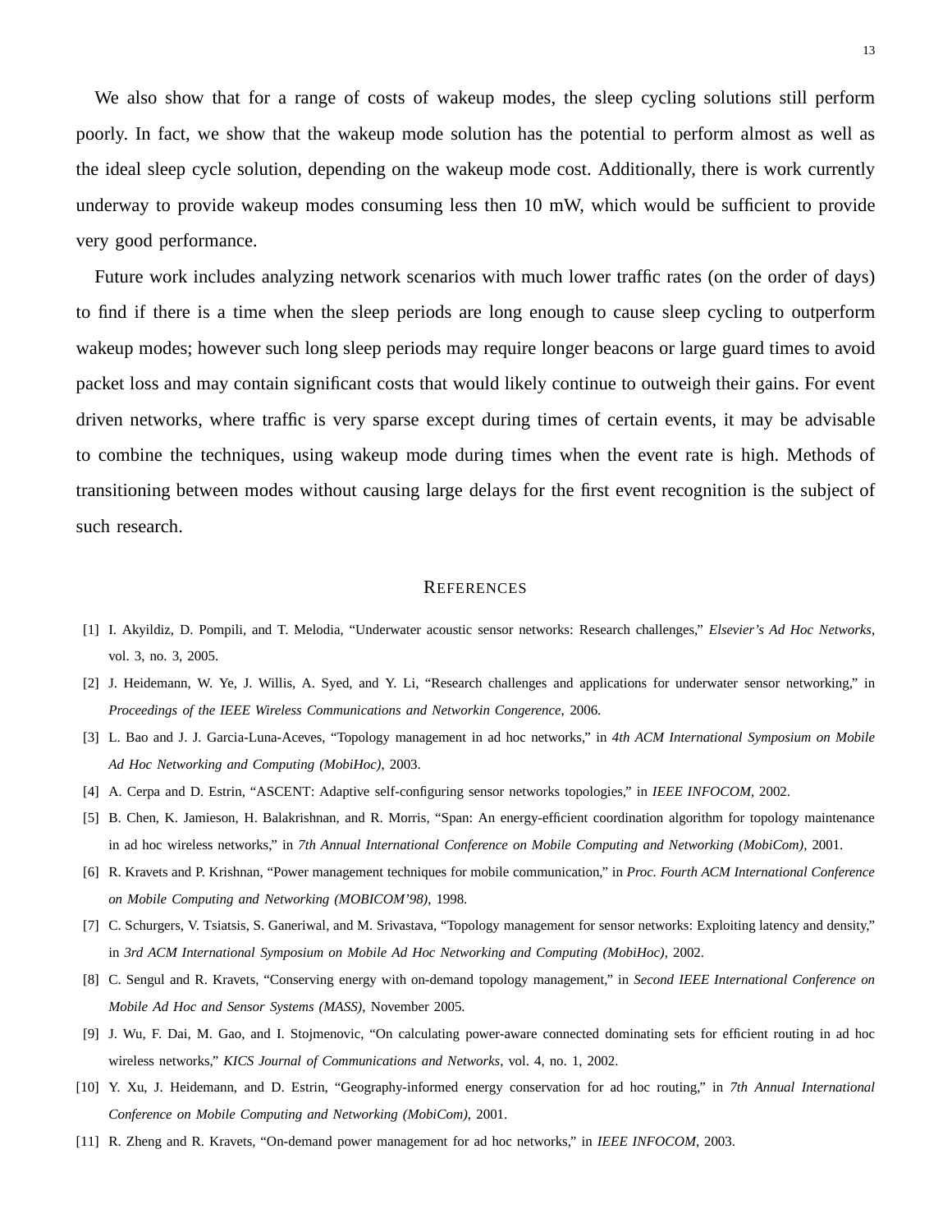We also show that for a range of costs of wakeup modes, the sleep cycling solutions still perform poorly. In fact, we show that the wakeup mode solution has the potential to perform almost as well as the ideal sleep cycle solution, depending on the wakeup mode cost. Additionally, there is work currently underway to provide wakeup modes consuming less then 10 mW, which would be sufficient to provide very good performance.

Future work includes analyzing network scenarios with much lower traffic rates (on the order of days) to find if there is a time when the sleep periods are long enough to cause sleep cycling to outperform wakeup modes; however such long sleep periods may require longer beacons or large guard times to avoid packet loss and may contain significant costs that would likely continue to outweigh their gains. For event driven networks, where traffic is very sparse except during times of certain events, it may be advisable to combine the techniques, using wakeup mode during times when the event rate is high. Methods of transitioning between modes without causing large delays for the first event recognition is the subject of such research.

## References

[1] I. Akyildiz, D. Pompili, and T. Melodia, "Underwater acoustic sensor networks: Research challenges," *Elsevier's Ad Hoc Networks*, vol. 3, no. 3, 2005.

[2] J. Heidemann, W. Ye, J. Willis, A. Syed, and Y. Li, "Research challenges and applications for underwater sensor networking," in *Proceedings of the IEEE Wireless Communications and Networkin Congerence*, 2006.

[3] L. Bao and J. J. Garcia-Luna-Aceves, "Topology management in ad hoc networks," in *4th ACM International Symposium on Mobile Ad Hoc Networking and Computing (MobiHoc)*, 2003.

[4] A. Cerpa and D. Estrin, "ASCENT: Adaptive self-configuring sensor networks topologies," in *IEEE INFOCOM*, 2002.

[5] B. Chen, K. Jamieson, H. Balakrishnan, and R. Morris, "Span: An energy-efficient coordination algorithm for topology maintenance in ad hoc wireless networks," in *7th Annual International Conference on Mobile Computing and Networking (MobiCom)*, 2001.

[6] R. Kravets and P. Krishnan, "Power management techniques for mobile communication," in *Proc. Fourth ACM International Conference on Mobile Computing and Networking (MOBICOM'98)*, 1998.

[7] C. Schurgers, V. Tsiatsis, S. Ganeriwal, and M. Srivastava, "Topology management for sensor networks: Exploiting latency and density," in *3rd ACM International Symposium on Mobile Ad Hoc Networking and Computing (MobiHoc)*, 2002.

[8] C. Sengul and R. Kravets, "Conserving energy with on-demand topology management," in *Second IEEE International Conference on Mobile Ad Hoc and Sensor Systems (MASS)*, November 2005.

[9] J. Wu, F. Dai, M. Gao, and I. Stojmenovic, "On calculating power-aware connected dominating sets for efficient routing in ad hoc wireless networks," *KICS Journal of Communications and Networks*, vol. 4, no. 1, 2002.

[10] Y. Xu, J. Heidemann, and D. Estrin, "Geography-informed energy conservation for ad hoc routing," in *7th Annual International Conference on Mobile Computing and Networking (MobiCom)*, 2001.

[11] R. Zheng and R. Kravets, "On-demand power management for ad hoc networks," in *IEEE INFOCOM*, 2003.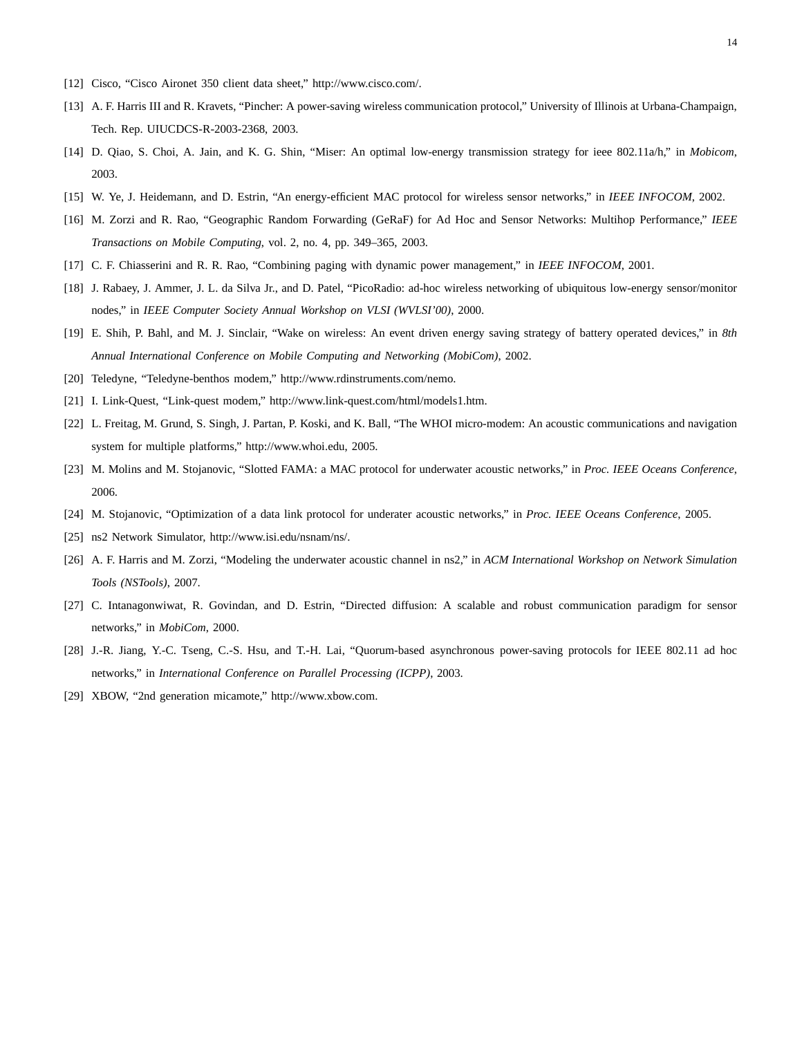[12] Cisco, “Cisco Aironet 350 client data sheet,” http://www.cisco.com/.

[13] A. F. Harris III and R. Kravets, “Pincher: A power-saving wireless communication protocol,” University of Illinois at Urbana-Champaign, Tech. Rep. UIUCDCS-R-2003-2368, 2003.

[14] D. Qiao, S. Choi, A. Jain, and K. G. Shin, “Miser: An optimal low-energy transmission strategy for ieee 802.11a/h,” in *Mobicom*, 2003.

[15] W. Ye, J. Heidemann, and D. Estrin, “An energy-efficient MAC protocol for wireless sensor networks,” in *IEEE INFOCOM*, 2002.

[16] M. Zorzi and R. Rao, “Geographic Random Forwarding (GeRaF) for Ad Hoc and Sensor Networks: Multihop Performance,” *IEEE Transactions on Mobile Computing*, vol. 2, no. 4, pp. 349–365, 2003.

[17] C. F. Chiasserini and R. R. Rao, “Combining paging with dynamic power management,” in *IEEE INFOCOM*, 2001.

[18] J. Rabaey, J. Ammer, J. L. da Silva Jr., and D. Patel, “PicoRadio: ad-hoc wireless networking of ubiquitous low-energy sensor/monitor nodes,” in *IEEE Computer Society Annual Workshop on VLSI (WVLSI'00)*, 2000.

[19] E. Shih, P. Bahl, and M. J. Sinclair, “Wake on wireless: An event driven energy saving strategy of battery operated devices,” in *8th Annual International Conference on Mobile Computing and Networking (MobiCom)*, 2002.

[20] Teledyne, “Teledyne-benthos modem,” http://www.rdinstruments.com/nemo.

[21] I. Link-Quest, “Link-quest modem,” http://www.link-quest.com/html/models1.htm.

[22] L. Freitag, M. Grund, S. Singh, J. Partan, P. Koski, and K. Ball, “The WHOI micro-modem: An acoustic communications and navigation system for multiple platforms,” http://www.whoi.edu, 2005.

[23] M. Molins and M. Stojanovic, “Slotted FAMA: a MAC protocol for underwater acoustic networks,” in *Proc. IEEE Oceans Conference*, 2006.

[24] M. Stojanovic, “Optimization of a data link protocol for underater acoustic networks,” in *Proc. IEEE Oceans Conference*, 2005.

[25] ns2 Network Simulator, http://www.isi.edu/nsnam/ns/.

[26] A. F. Harris and M. Zorzi, “Modeling the underwater acoustic channel in ns2,” in *ACM International Workshop on Network Simulation Tools (NSTools)*, 2007.

[27] C. Intanagonwiwat, R. Govindan, and D. Estrin, “Directed diffusion: A scalable and robust communication paradigm for sensor networks,” in *MobiCom*, 2000.

[28] J.-R. Jiang, Y.-C. Tseng, C.-S. Hsu, and T.-H. Lai, “Quorum-based asynchronous power-saving protocols for IEEE 802.11 ad hoc networks,” in *International Conference on Parallel Processing (ICPP)*, 2003.

[29] XBOW, “2nd generation micamote,” http://www.xbow.com.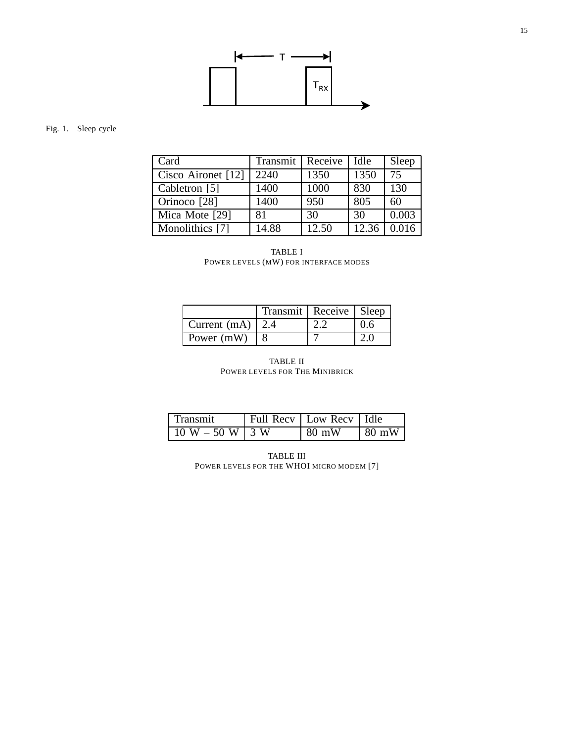Fig. 1. Sleep cycle

| Card | Transmit | Receive | Idle | Sleep |
|---|---|---|---|---|
| Cisco Aironet [12] | 2240 | 1350 | 1350 | 75 |
| Cabletron [5] | 1400 | 1000 | 830 | 130 |
| Orinoco [28] | 1400 | 950 | 805 | 60 |
| Mica Mote [29] | 81 | 30 | 30 | 0.003 |
| Monolithics [7] | 14.88 | 12.50 | 12.36 | 0.016 |

TABLE I
POWER LEVELS (MW) FOR INTERFACE MODES

| | Transmit | Receive | Sleep |
|---|---|---|---|
| Current (mA) | 2.4 | 2.2 | 0.6 |
| Power (mW) | 8 | 7 | 2.0 |

TABLE II
POWER LEVELS FOR THE MINIBRICK

| Transmit | Full Recv | Low Recv | Idle |
|---|---|---|---|
| 10 W – 50 W | 3 W | 80 mW | 80 mW |

TABLE III
POWER LEVELS FOR THE WHOI MICRO MODEM [7]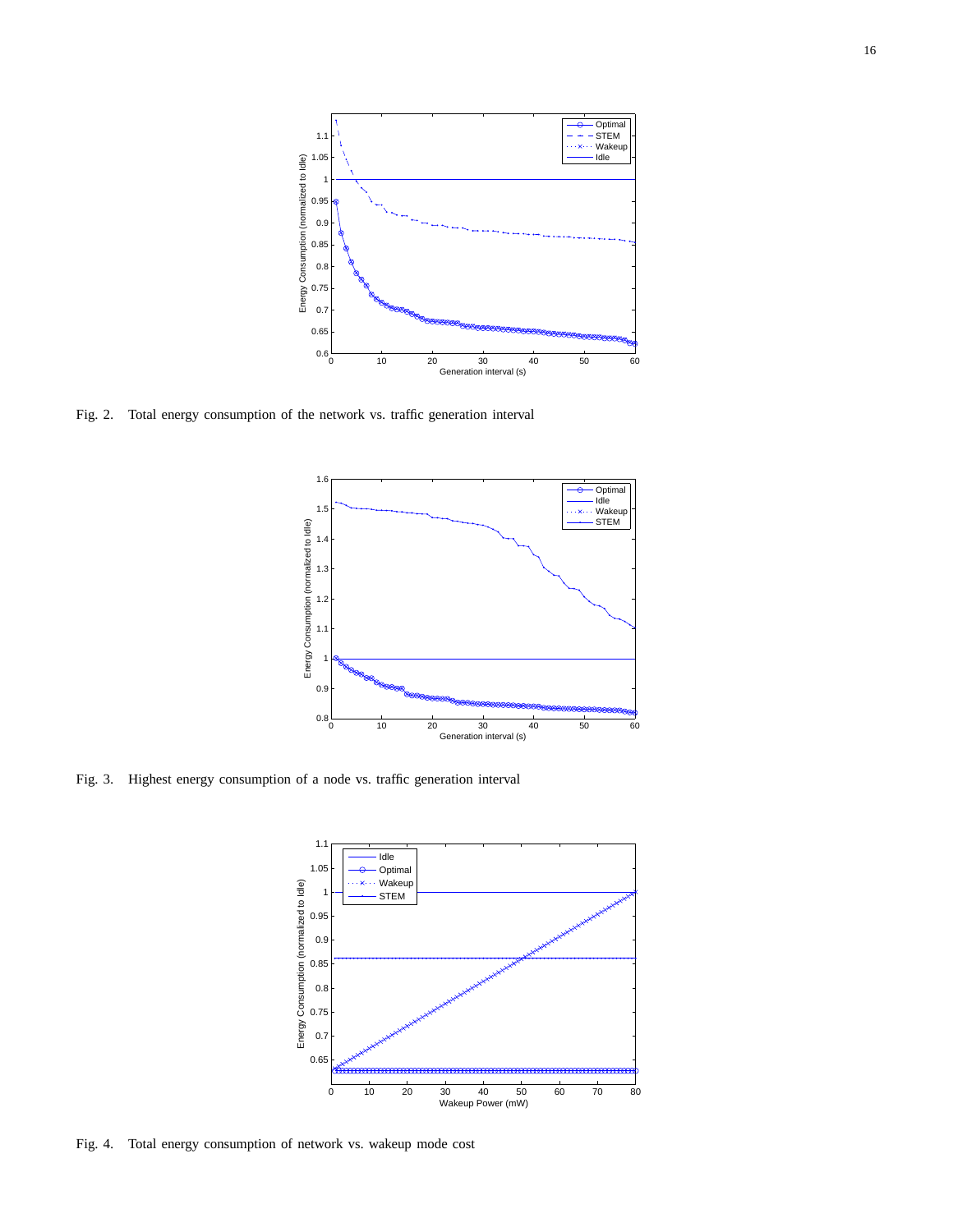Fig. 2. Total energy consumption of the network vs. traffic generation interval

Fig. 3. Highest energy consumption of a node vs. traffic generation interval

Fig. 4. Total energy consumption of network vs. wakeup mode cost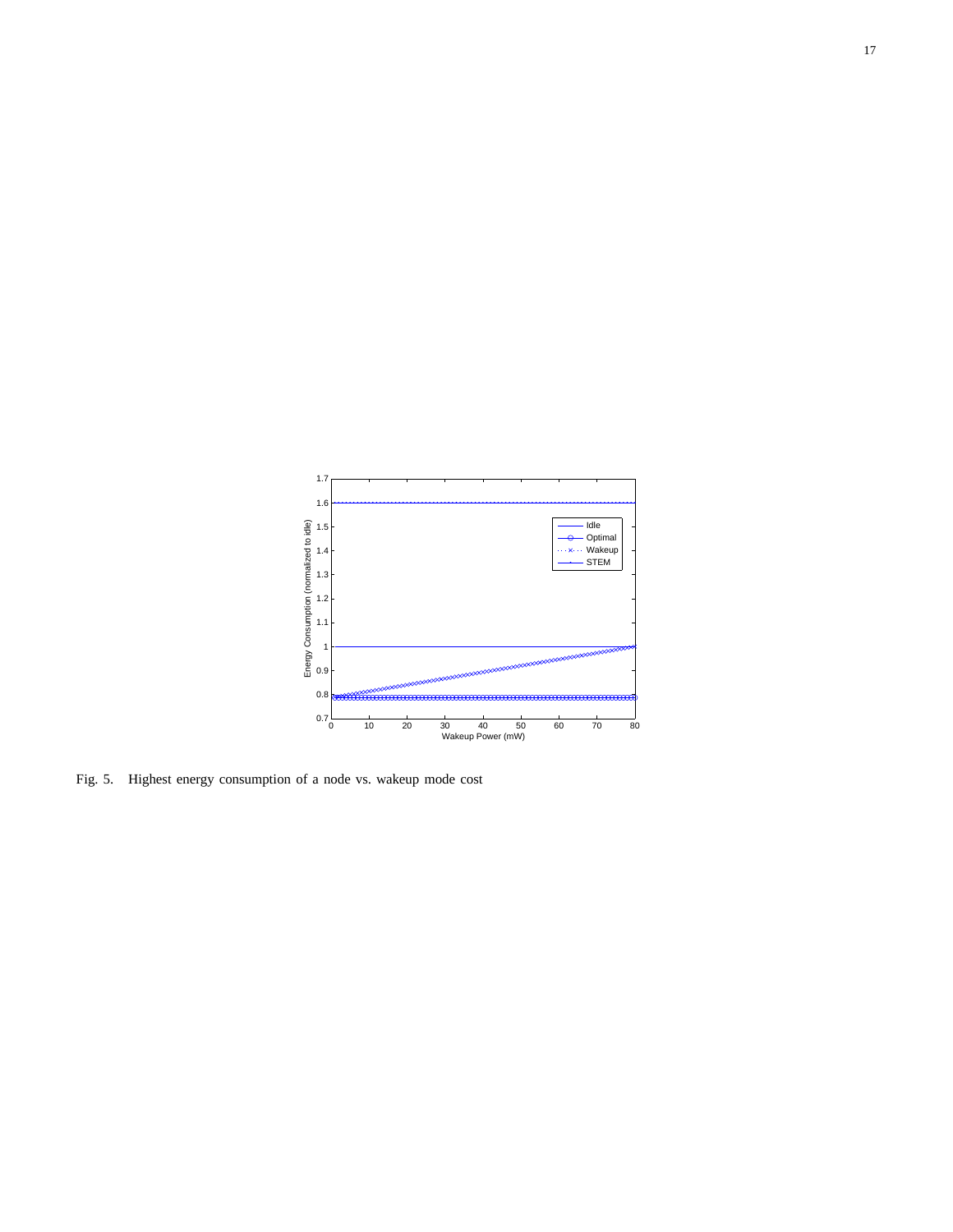1.7
1.6
1.5
1.4
1.3
1.2
1.1
1
0.9
0.8
0.7

0
10
20
30
40
50
60
70
80

Wakeup Power (mW)

Energy Consumption (normalized to idle)

Idle
Optimal
Wakeup
STEM

Fig. 5. Highest energy consumption of a node vs. wakeup mode cost